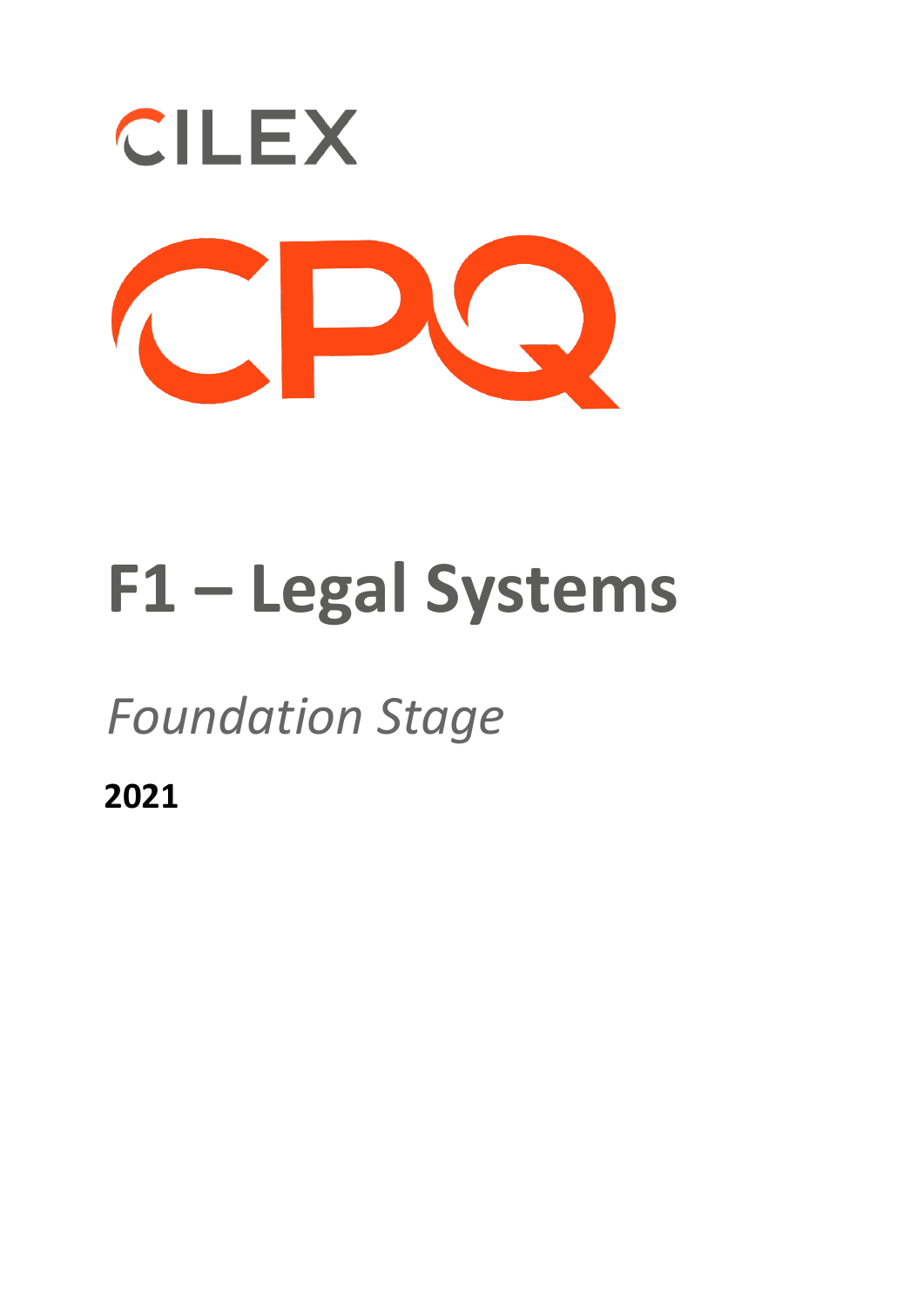CILEX

CPQ

# F1 – Legal Systems

*Foundation Stage*

**2021**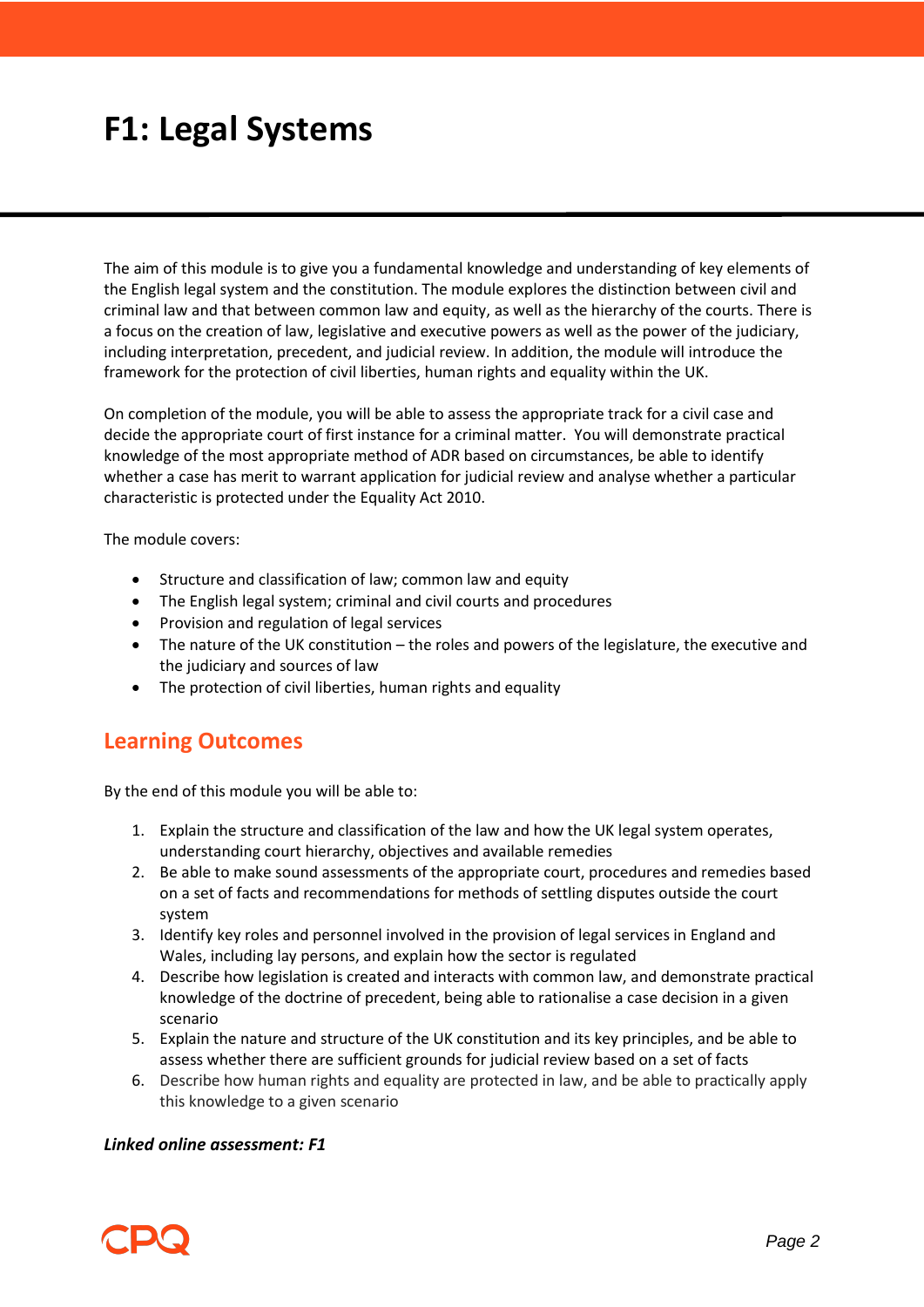# F1: Legal Systems

The aim of this module is to give you a fundamental knowledge and understanding of key elements of the English legal system and the constitution. The module explores the distinction between civil and criminal law and that between common law and equity, as well as the hierarchy of the courts. There is a focus on the creation of law, legislative and executive powers as well as the power of the judiciary, including interpretation, precedent, and judicial review. In addition, the module will introduce the framework for the protection of civil liberties, human rights and equality within the UK.

On completion of the module, you will be able to assess the appropriate track for a civil case and decide the appropriate court of first instance for a criminal matter. You will demonstrate practical knowledge of the most appropriate method of ADR based on circumstances, be able to identify whether a case has merit to warrant application for judicial review and analyse whether a particular characteristic is protected under the Equality Act 2010.

The module covers:

- Structure and classification of law; common law and equity
- The English legal system; criminal and civil courts and procedures
- Provision and regulation of legal services
- The nature of the UK constitution – the roles and powers of the legislature, the executive and the judiciary and sources of law
- The protection of civil liberties, human rights and equality

## Learning Outcomes

By the end of this module you will be able to:

1. Explain the structure and classification of the law and how the UK legal system operates, understanding court hierarchy, objectives and available remedies
2. Be able to make sound assessments of the appropriate court, procedures and remedies based on a set of facts and recommendations for methods of settling disputes outside the court system
3. Identify key roles and personnel involved in the provision of legal services in England and Wales, including lay persons, and explain how the sector is regulated
4. Describe how legislation is created and interacts with common law, and demonstrate practical knowledge of the doctrine of precedent, being able to rationalise a case decision in a given scenario
5. Explain the nature and structure of the UK constitution and its key principles, and be able to assess whether there are sufficient grounds for judicial review based on a set of facts
6. Describe how human rights and equality are protected in law, and be able to practically apply this knowledge to a given scenario

***Linked online assessment: F1***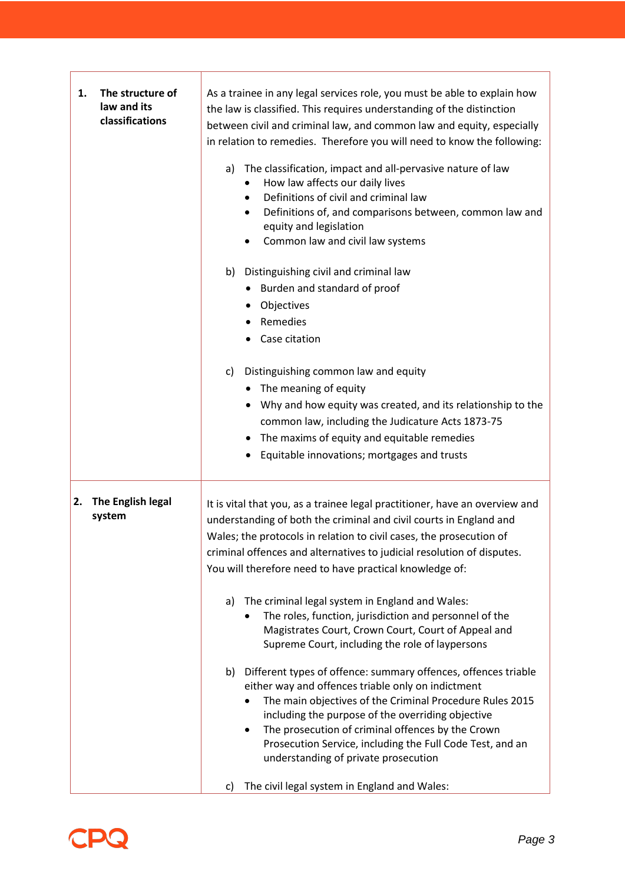| | |
|---|---|
| **1. The structure of law and its classifications** | As a trainee in any legal services role, you must be able to explain how the law is classified. This requires understanding of the distinction between civil and criminal law, and common law and equity, especially in relation to remedies. Therefore you will need to know the following:<br><br>a) The classification, impact and all-pervasive nature of law<br>• How law affects our daily lives<br>• Definitions of civil and criminal law<br>• Definitions of, and comparisons between, common law and equity and legislation<br>• Common law and civil law systems<br><br>b) Distinguishing civil and criminal law<br>• Burden and standard of proof<br>• Objectives<br>• Remedies<br>• Case citation<br><br>c) Distinguishing common law and equity<br>• The meaning of equity<br>• Why and how equity was created, and its relationship to the common law, including the Judicature Acts 1873-75<br>• The maxims of equity and equitable remedies<br>• Equitable innovations; mortgages and trusts |
| **2. The English legal system** | It is vital that you, as a trainee legal practitioner, have an overview and understanding of both the criminal and civil courts in England and Wales; the protocols in relation to civil cases, the prosecution of criminal offences and alternatives to judicial resolution of disputes. You will therefore need to have practical knowledge of:<br><br>a) The criminal legal system in England and Wales:<br>• The roles, function, jurisdiction and personnel of the Magistrates Court, Crown Court, Court of Appeal and Supreme Court, including the role of laypersons<br><br>b) Different types of offence: summary offences, offences triable either way and offences triable only on indictment<br>• The main objectives of the Criminal Procedure Rules 2015 including the purpose of the overriding objective<br>• The prosecution of criminal offences by the Crown Prosecution Service, including the Full Code Test, and an understanding of private prosecution<br><br>c) The civil legal system in England and Wales: |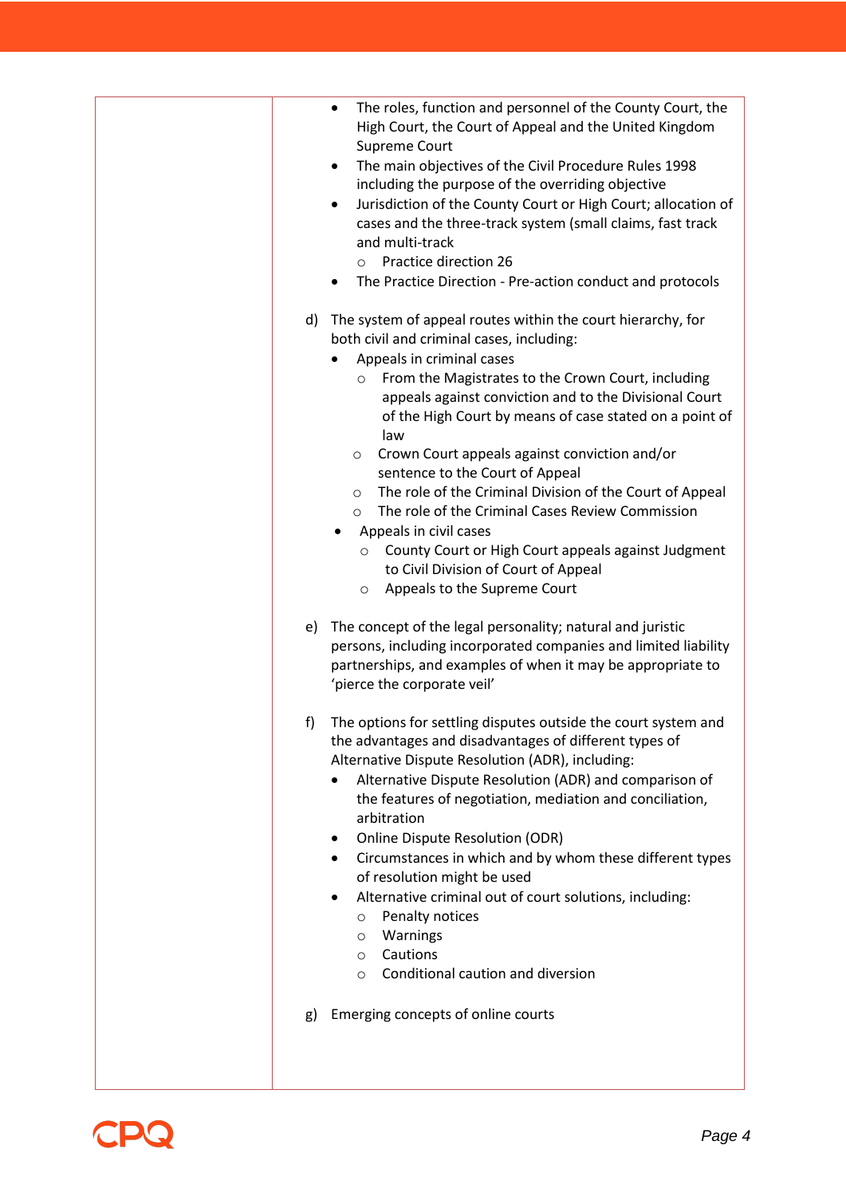| | |
|---|---|
| | • The roles, function and personnel of the County Court, the High Court, the Court of Appeal and the United Kingdom Supreme Court<br>• The main objectives of the Civil Procedure Rules 1998 including the purpose of the overriding objective<br>• Jurisdiction of the County Court or High Court; allocation of cases and the three-track system (small claims, fast track and multi-track<br>&nbsp;&nbsp;&nbsp;&nbsp;○ Practice direction 26<br>• The Practice Direction - Pre-action conduct and protocols<br><br>d) The system of appeal routes within the court hierarchy, for both civil and criminal cases, including:<br>• Appeals in criminal cases<br>&nbsp;&nbsp;&nbsp;&nbsp;○ From the Magistrates to the Crown Court, including appeals against conviction and to the Divisional Court of the High Court by means of case stated on a point of law<br>&nbsp;&nbsp;&nbsp;&nbsp;○ Crown Court appeals against conviction and/or sentence to the Court of Appeal<br>&nbsp;&nbsp;&nbsp;&nbsp;○ The role of the Criminal Division of the Court of Appeal<br>&nbsp;&nbsp;&nbsp;&nbsp;○ The role of the Criminal Cases Review Commission<br>• Appeals in civil cases<br>&nbsp;&nbsp;&nbsp;&nbsp;○ County Court or High Court appeals against Judgment to Civil Division of Court of Appeal<br>&nbsp;&nbsp;&nbsp;&nbsp;○ Appeals to the Supreme Court<br><br>e) The concept of the legal personality; natural and juristic persons, including incorporated companies and limited liability partnerships, and examples of when it may be appropriate to 'pierce the corporate veil'<br><br>f) The options for settling disputes outside the court system and the advantages and disadvantages of different types of Alternative Dispute Resolution (ADR), including:<br>• Alternative Dispute Resolution (ADR) and comparison of the features of negotiation, mediation and conciliation, arbitration<br>• Online Dispute Resolution (ODR)<br>• Circumstances in which and by whom these different types of resolution might be used<br>• Alternative criminal out of court solutions, including:<br>&nbsp;&nbsp;&nbsp;&nbsp;○ Penalty notices<br>&nbsp;&nbsp;&nbsp;&nbsp;○ Warnings<br>&nbsp;&nbsp;&nbsp;&nbsp;○ Cautions<br>&nbsp;&nbsp;&nbsp;&nbsp;○ Conditional caution and diversion<br><br>g) Emerging concepts of online courts |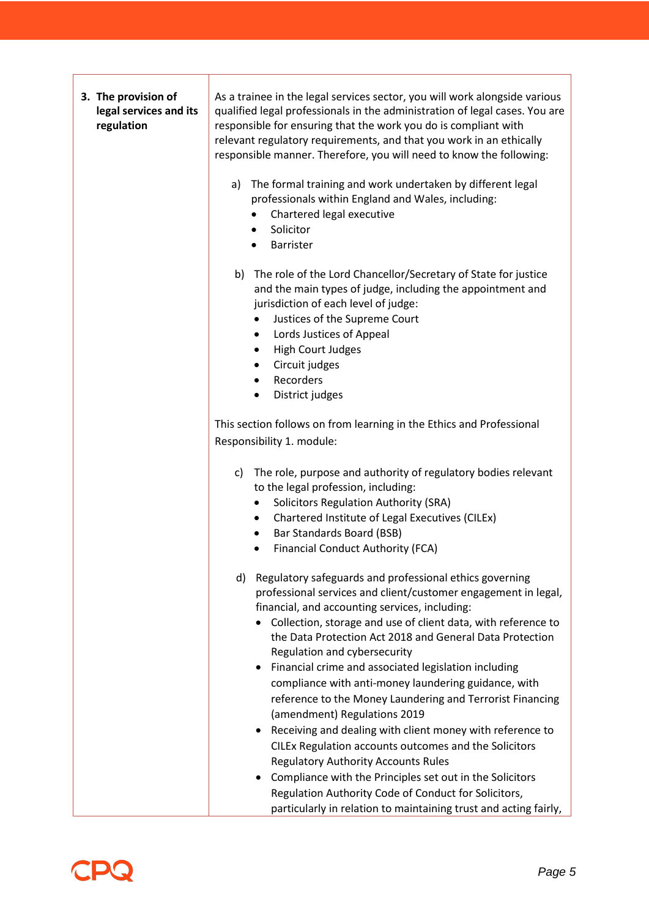| | |
|---|---|
| **3. The provision of legal services and its regulation** | As a trainee in the legal services sector, you will work alongside various qualified legal professionals in the administration of legal cases. You are responsible for ensuring that the work you do is compliant with relevant regulatory requirements, and that you work in an ethically responsible manner. Therefore, you will need to know the following:<br><br>a) The formal training and work undertaken by different legal professionals within England and Wales, including:<br>• Chartered legal executive<br>• Solicitor<br>• Barrister<br><br>b) The role of the Lord Chancellor/Secretary of State for justice and the main types of judge, including the appointment and jurisdiction of each level of judge:<br>• Justices of the Supreme Court<br>• Lords Justices of Appeal<br>• High Court Judges<br>• Circuit judges<br>• Recorders<br>• District judges<br><br>This section follows on from learning in the Ethics and Professional Responsibility 1. module:<br><br>c) The role, purpose and authority of regulatory bodies relevant to the legal profession, including:<br>• Solicitors Regulation Authority (SRA)<br>• Chartered Institute of Legal Executives (CILEx)<br>• Bar Standards Board (BSB)<br>• Financial Conduct Authority (FCA)<br><br>d) Regulatory safeguards and professional ethics governing professional services and client/customer engagement in legal, financial, and accounting services, including:<br>• Collection, storage and use of client data, with reference to the Data Protection Act 2018 and General Data Protection Regulation and cybersecurity<br>• Financial crime and associated legislation including compliance with anti-money laundering guidance, with reference to the Money Laundering and Terrorist Financing (amendment) Regulations 2019<br>• Receiving and dealing with client money with reference to CILEx Regulation accounts outcomes and the Solicitors Regulatory Authority Accounts Rules<br>• Compliance with the Principles set out in the Solicitors Regulation Authority Code of Conduct for Solicitors, particularly in relation to maintaining trust and acting fairly, |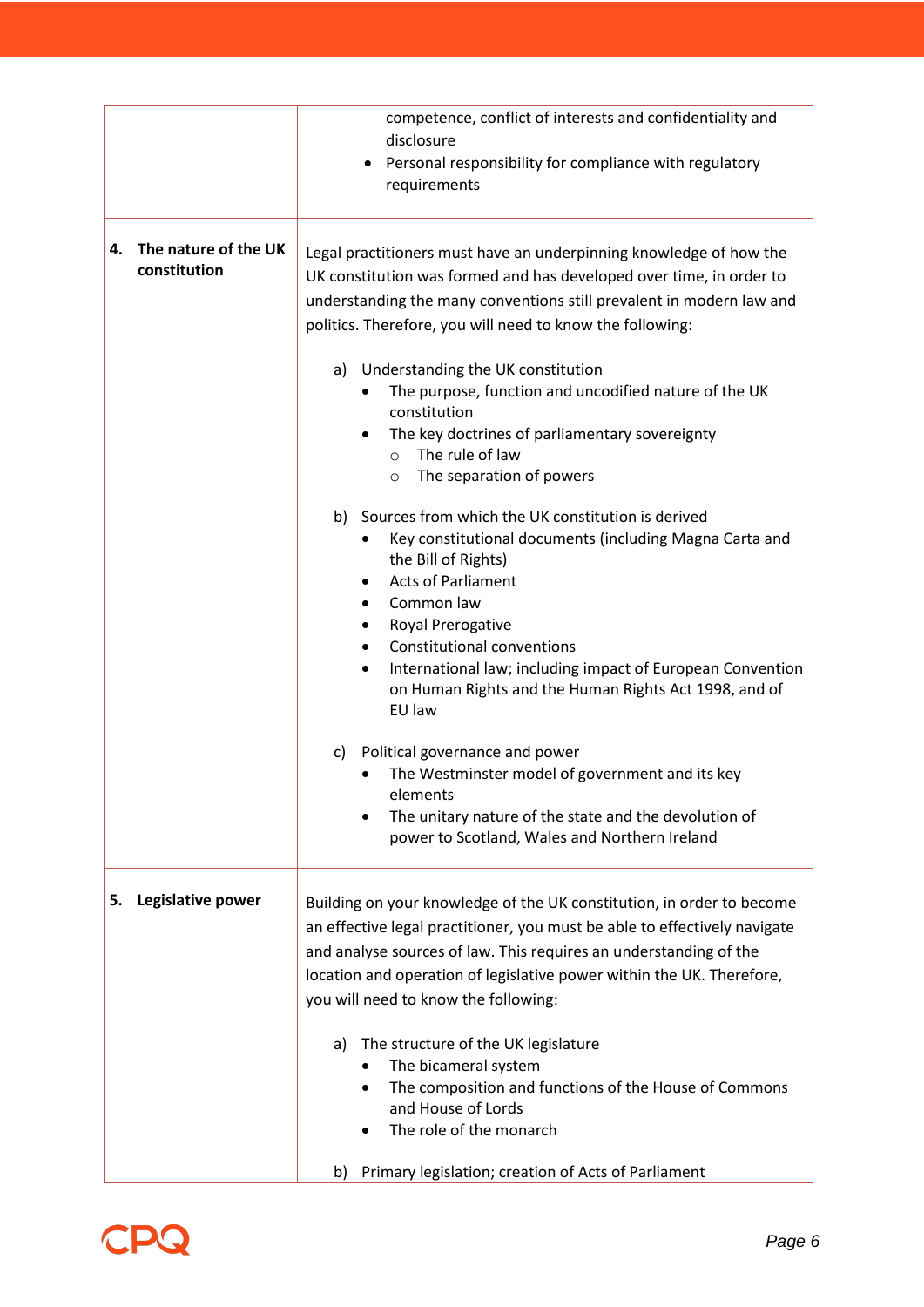| | |
|---|---|
| | competence, conflict of interests and confidentiality and disclosure<br>• Personal responsibility for compliance with regulatory requirements |
| **4. The nature of the UK constitution** | Legal practitioners must have an underpinning knowledge of how the UK constitution was formed and has developed over time, in order to understanding the many conventions still prevalent in modern law and politics. Therefore, you will need to know the following:<br><br>a) Understanding the UK constitution<br>• The purpose, function and uncodified nature of the UK constitution<br>• The key doctrines of parliamentary sovereignty<br>○ The rule of law<br>○ The separation of powers<br><br>b) Sources from which the UK constitution is derived<br>• Key constitutional documents (including Magna Carta and the Bill of Rights)<br>• Acts of Parliament<br>• Common law<br>• Royal Prerogative<br>• Constitutional conventions<br>• International law; including impact of European Convention on Human Rights and the Human Rights Act 1998, and of EU law<br><br>c) Political governance and power<br>• The Westminster model of government and its key elements<br>• The unitary nature of the state and the devolution of power to Scotland, Wales and Northern Ireland |
| **5. Legislative power** | Building on your knowledge of the UK constitution, in order to become an effective legal practitioner, you must be able to effectively navigate and analyse sources of law. This requires an understanding of the location and operation of legislative power within the UK. Therefore, you will need to know the following:<br><br>a) The structure of the UK legislature<br>• The bicameral system<br>• The composition and functions of the House of Commons and House of Lords<br>• The role of the monarch<br><br>b) Primary legislation; creation of Acts of Parliament |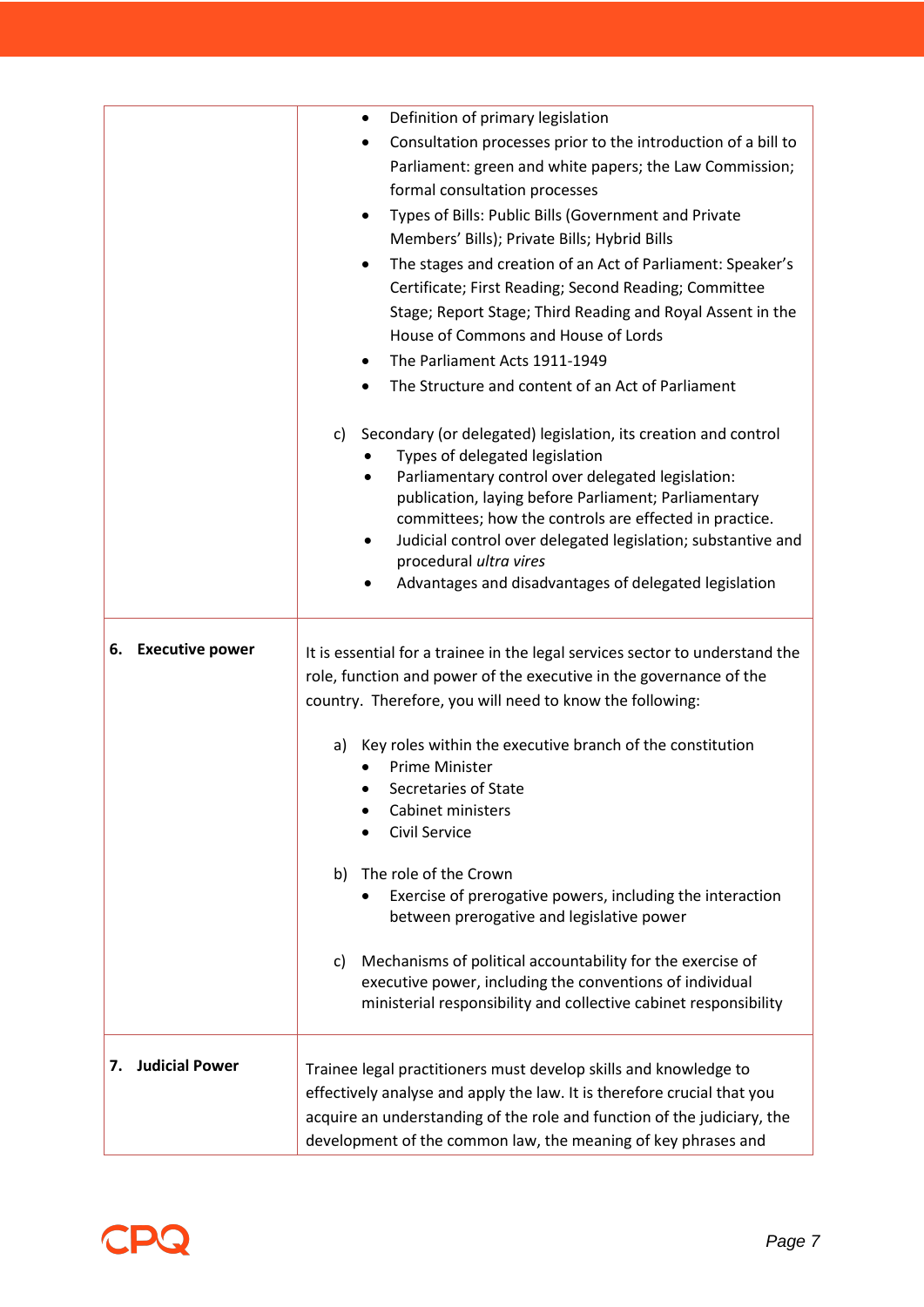| | |
|---|---|
| | • Definition of primary legislation<br>• Consultation processes prior to the introduction of a bill to Parliament: green and white papers; the Law Commission; formal consultation processes<br>• Types of Bills: Public Bills (Government and Private Members' Bills); Private Bills; Hybrid Bills<br>• The stages and creation of an Act of Parliament: Speaker's Certificate; First Reading; Second Reading; Committee Stage; Report Stage; Third Reading and Royal Assent in the House of Commons and House of Lords<br>• The Parliament Acts 1911-1949<br>• The Structure and content of an Act of Parliament<br><br>c) Secondary (or delegated) legislation, its creation and control<br>• Types of delegated legislation<br>• Parliamentary control over delegated legislation: publication, laying before Parliament; Parliamentary committees; how the controls are effected in practice.<br>• Judicial control over delegated legislation; substantive and procedural *ultra vires*<br>• Advantages and disadvantages of delegated legislation |
| **6. Executive power** | It is essential for a trainee in the legal services sector to understand the role, function and power of the executive in the governance of the country. Therefore, you will need to know the following:<br><br>a) Key roles within the executive branch of the constitution<br>• Prime Minister<br>• Secretaries of State<br>• Cabinet ministers<br>• Civil Service<br><br>b) The role of the Crown<br>• Exercise of prerogative powers, including the interaction between prerogative and legislative power<br><br>c) Mechanisms of political accountability for the exercise of executive power, including the conventions of individual ministerial responsibility and collective cabinet responsibility |
| **7. Judicial Power** | Trainee legal practitioners must develop skills and knowledge to effectively analyse and apply the law. It is therefore crucial that you acquire an understanding of the role and function of the judiciary, the development of the common law, the meaning of key phrases and |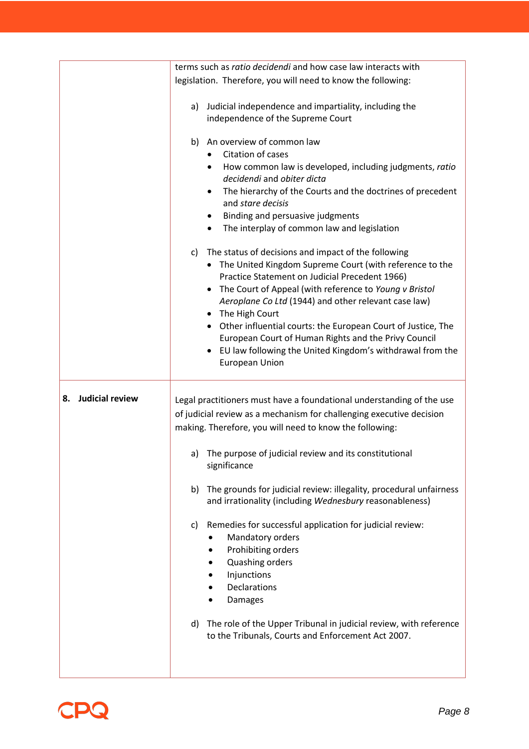| | |
|---|---|
| | terms such as *ratio decidendi* and how case law interacts with legislation. Therefore, you will need to know the following:<br><br>a) Judicial independence and impartiality, including the independence of the Supreme Court<br><br>b) An overview of common law<br>• Citation of cases<br>• How common law is developed, including judgments, *ratio decidendi* and *obiter dicta*<br>• The hierarchy of the Courts and the doctrines of precedent and *stare decisis*<br>• Binding and persuasive judgments<br>• The interplay of common law and legislation<br><br>c) The status of decisions and impact of the following<br>• The United Kingdom Supreme Court (with reference to the Practice Statement on Judicial Precedent 1966)<br>• The Court of Appeal (with reference to *Young v Bristol Aeroplane Co Ltd* (1944) and other relevant case law)<br>• The High Court<br>• Other influential courts: the European Court of Justice, The European Court of Human Rights and the Privy Council<br>• EU law following the United Kingdom's withdrawal from the European Union |
| **8. Judicial review** | Legal practitioners must have a foundational understanding of the use of judicial review as a mechanism for challenging executive decision making. Therefore, you will need to know the following:<br><br>a) The purpose of judicial review and its constitutional significance<br><br>b) The grounds for judicial review: illegality, procedural unfairness and irrationality (including *Wednesbury* reasonableness)<br><br>c) Remedies for successful application for judicial review:<br>• Mandatory orders<br>• Prohibiting orders<br>• Quashing orders<br>• Injunctions<br>• Declarations<br>• Damages<br><br>d) The role of the Upper Tribunal in judicial review, with reference to the Tribunals, Courts and Enforcement Act 2007. |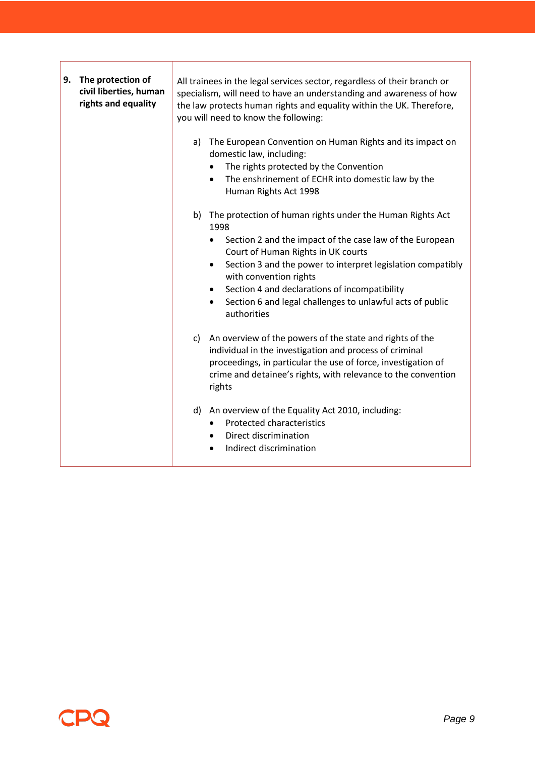| | |
|---|---|
| **9. The protection of civil liberties, human rights and equality** | All trainees in the legal services sector, regardless of their branch or specialism, will need to have an understanding and awareness of how the law protects human rights and equality within the UK. Therefore, you will need to know the following:<br><br>a) The European Convention on Human Rights and its impact on domestic law, including:<br>• The rights protected by the Convention<br>• The enshrinement of ECHR into domestic law by the Human Rights Act 1998<br><br>b) The protection of human rights under the Human Rights Act 1998<br>• Section 2 and the impact of the case law of the European Court of Human Rights in UK courts<br>• Section 3 and the power to interpret legislation compatibly with convention rights<br>• Section 4 and declarations of incompatibility<br>• Section 6 and legal challenges to unlawful acts of public authorities<br><br>c) An overview of the powers of the state and rights of the individual in the investigation and process of criminal proceedings, in particular the use of force, investigation of crime and detainee's rights, with relevance to the convention rights<br><br>d) An overview of the Equality Act 2010, including:<br>• Protected characteristics<br>• Direct discrimination<br>• Indirect discrimination |